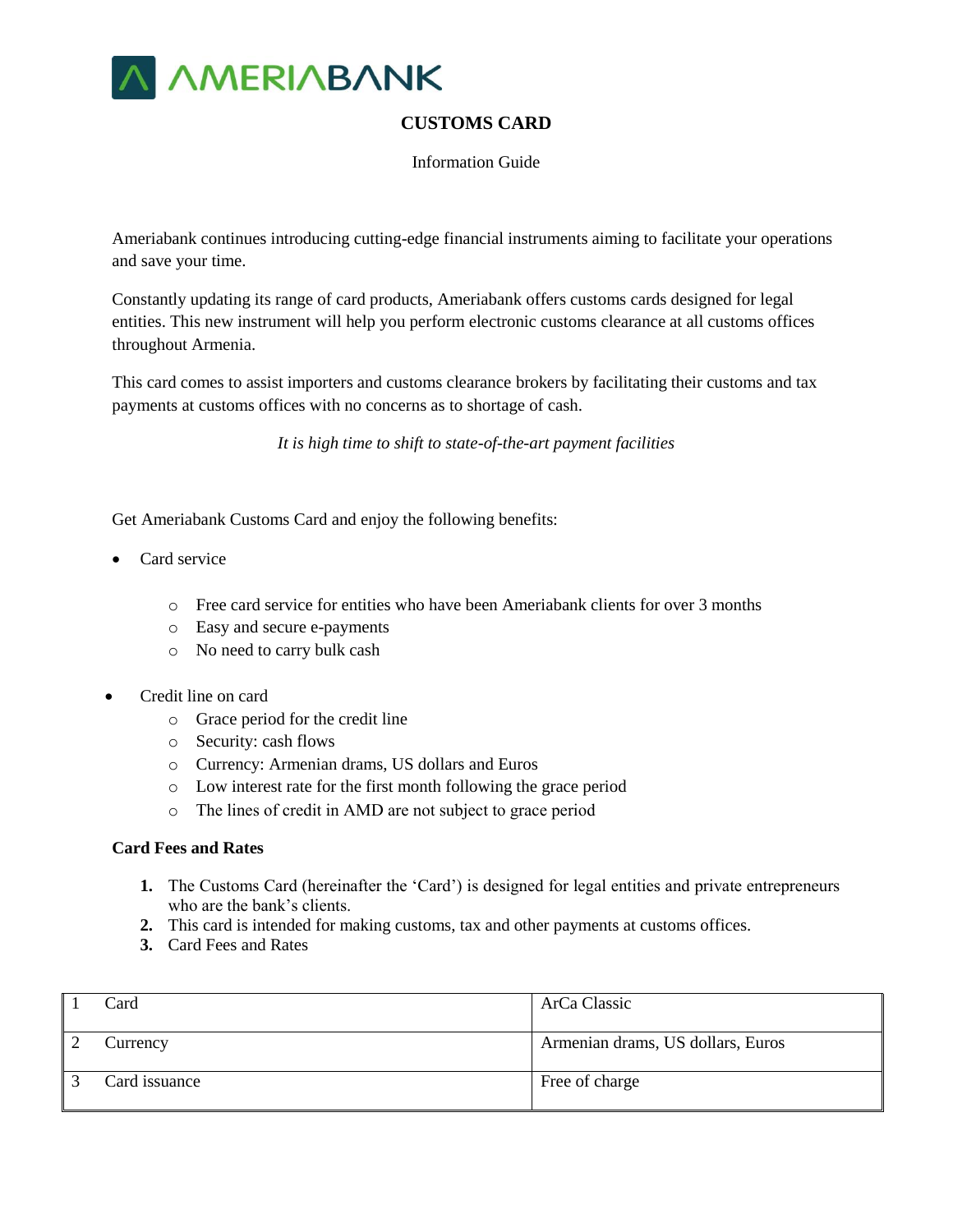AMERIABANK

# CUSTOMS CARD

Information Guide

Ameriabank continues introducing cutting-edge financial instruments aiming to facilitate your operations and save your time.

Constantly updating its range of card products, Ameriabank offers customs cards designed for legal entities. This new instrument will help you perform electronic customs clearance at all customs offices throughout Armenia.

This card comes to assist importers and customs clearance brokers by facilitating their customs and tax payments at customs offices with no concerns as to shortage of cash.

*It is high time to shift to state-of-the-art payment facilities*

Get Ameriabank Customs Card and enjoy the following benefits:

- Card service
    - Free card service for entities who have been Ameriabank clients for over 3 months
    - Easy and secure e-payments
    - No need to carry bulk cash
- Credit line on card
    - Grace period for the credit line
    - Security: cash flows
    - Currency: Armenian drams, US dollars and Euros
    - Low interest rate for the first month following the grace period
    - The lines of credit in AMD are not subject to grace period

**Card Fees and Rates**

1. The Customs Card (hereinafter the 'Card') is designed for legal entities and private entrepreneurs who are the bank's clients.
2. This card is intended for making customs, tax and other payments at customs offices.
3. Card Fees and Rates

| | | |
|---|---|---|
| 1 | Card | ArCa Classic |
| 2 | Currency | Armenian drams, US dollars, Euros |
| 3 | Card issuance | Free of charge |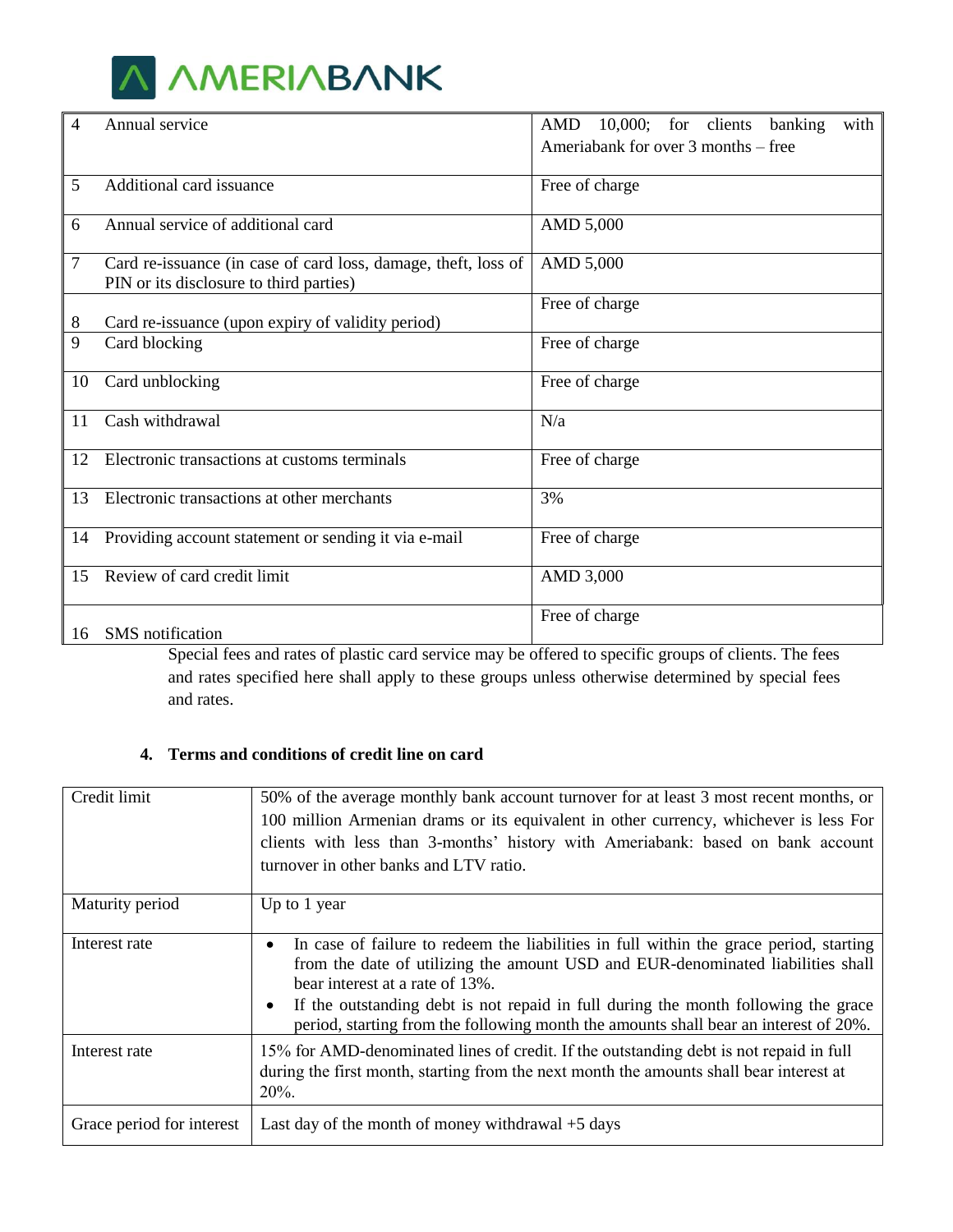| | | |
|---|---|---|
| 4 | Annual service | AMD 10,000; for clients banking with Ameriabank for over 3 months – free |
| 5 | Additional card issuance | Free of charge |
| 6 | Annual service of additional card | AMD 5,000 |
| 7 | Card re-issuance (in case of card loss, damage, theft, loss of PIN or its disclosure to third parties) | AMD 5,000 |
| 8 | Card re-issuance (upon expiry of validity period) | Free of charge |
| 9 | Card blocking | Free of charge |
| 10 | Card unblocking | Free of charge |
| 11 | Cash withdrawal | N/a |
| 12 | Electronic transactions at customs terminals | Free of charge |
| 13 | Electronic transactions at other merchants | 3% |
| 14 | Providing account statement or sending it via e-mail | Free of charge |
| 15 | Review of card credit limit | AMD 3,000 |
| 16 | SMS notification | Free of charge |

Special fees and rates of plastic card service may be offered to specific groups of clients. The fees and rates specified here shall apply to these groups unless otherwise determined by special fees and rates.

### 4. Terms and conditions of credit line on card

| | |
|---|---|
| Credit limit | 50% of the average monthly bank account turnover for at least 3 most recent months, or 100 million Armenian drams or its equivalent in other currency, whichever is less For clients with less than 3-months' history with Ameriabank: based on bank account turnover in other banks and LTV ratio. |
| Maturity period | Up to 1 year |
| Interest rate | • In case of failure to redeem the liabilities in full within the grace period, starting from the date of utilizing the amount USD and EUR-denominated liabilities shall bear interest at a rate of 13%.<br>• If the outstanding debt is not repaid in full during the month following the grace period, starting from the following month the amounts shall bear an interest of 20%. |
| Interest rate | 15% for AMD-denominated lines of credit. If the outstanding debt is not repaid in full during the first month, starting from the next month the amounts shall bear interest at 20%. |
| Grace period for interest | Last day of the month of money withdrawal +5 days |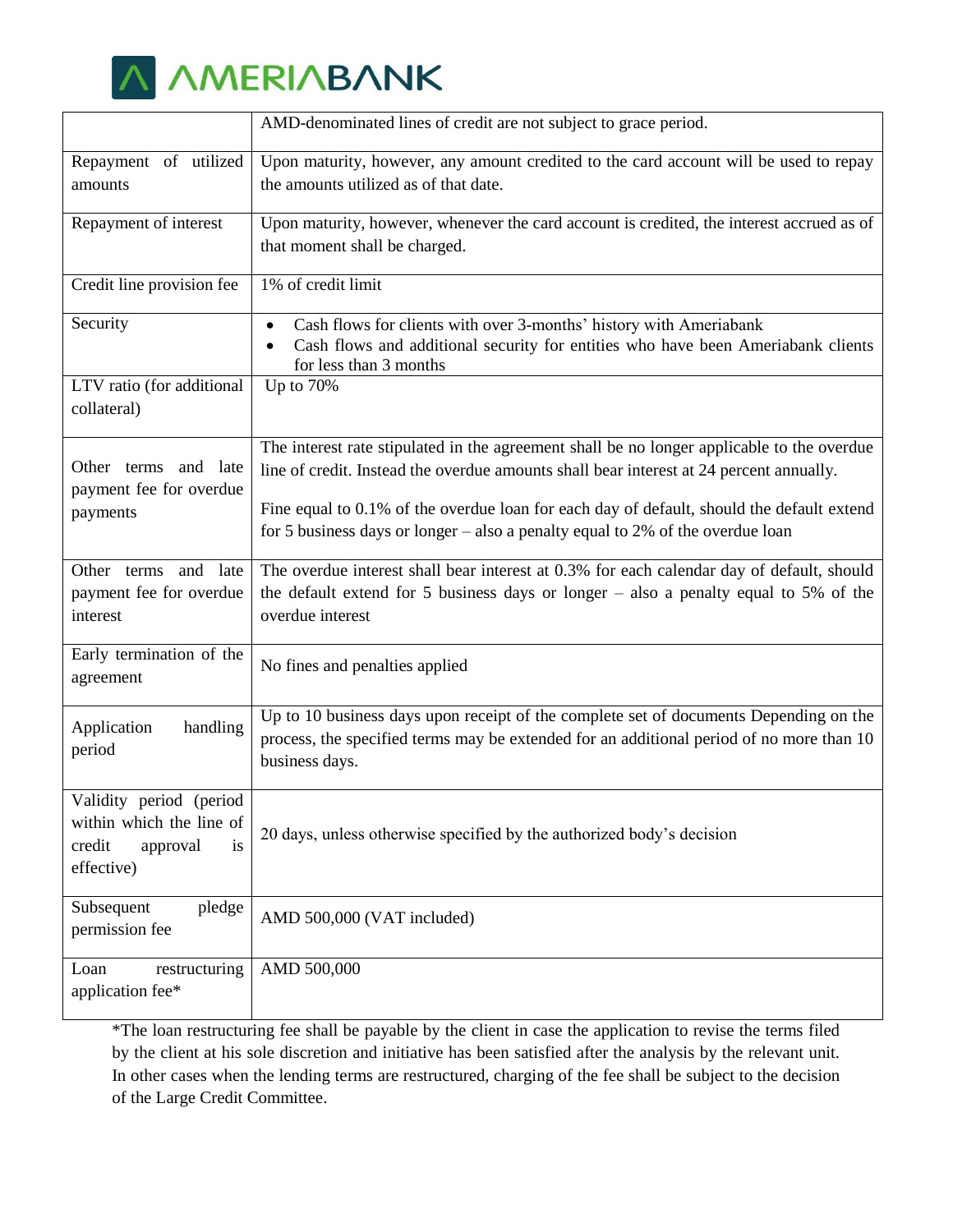|  |  |
|---|---|
|  | AMD-denominated lines of credit are not subject to grace period. |
| Repayment of utilized amounts | Upon maturity, however, any amount credited to the card account will be used to repay the amounts utilized as of that date. |
| Repayment of interest | Upon maturity, however, whenever the card account is credited, the interest accrued as of that moment shall be charged. |
| Credit line provision fee | 1% of credit limit |
| Security | • Cash flows for clients with over 3-months' history with Ameriabank<br>• Cash flows and additional security for entities who have been Ameriabank clients for less than 3 months |
| LTV ratio (for additional collateral) | Up to 70% |
| Other terms and late payment fee for overdue payments | The interest rate stipulated in the agreement shall be no longer applicable to the overdue line of credit. Instead the overdue amounts shall bear interest at 24 percent annually.<br><br>Fine equal to 0.1% of the overdue loan for each day of default, should the default extend for 5 business days or longer – also a penalty equal to 2% of the overdue loan |
| Other terms and late payment fee for overdue interest | The overdue interest shall bear interest at 0.3% for each calendar day of default, should the default extend for 5 business days or longer – also a penalty equal to 5% of the overdue interest |
| Early termination of the agreement | No fines and penalties applied |
| Application handling period | Up to 10 business days upon receipt of the complete set of documents Depending on the process, the specified terms may be extended for an additional period of no more than 10 business days. |
| Validity period (period within which the line of credit approval is effective) | 20 days, unless otherwise specified by the authorized body's decision |
| Subsequent pledge permission fee | AMD 500,000 (VAT included) |
| Loan restructuring application fee* | AMD 500,000 |

*The loan restructuring fee shall be payable by the client in case the application to revise the terms filed by the client at his sole discretion and initiative has been satisfied after the analysis by the relevant unit. In other cases when the lending terms are restructured, charging of the fee shall be subject to the decision of the Large Credit Committee.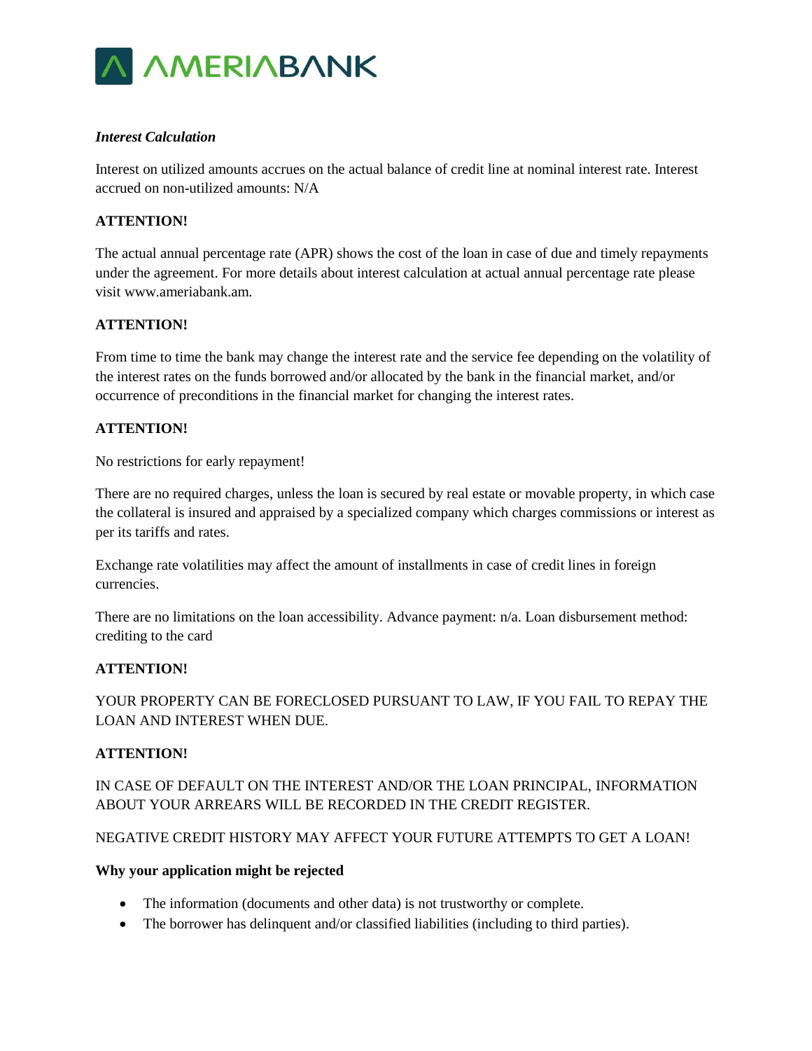***Interest Calculation***

Interest on utilized amounts accrues on the actual balance of credit line at nominal interest rate. Interest accrued on non-utilized amounts: N/A

**ATTENTION!**

The actual annual percentage rate (APR) shows the cost of the loan in case of due and timely repayments under the agreement. For more details about interest calculation at actual annual percentage rate please visit www.ameriabank.am.

**ATTENTION!**

From time to time the bank may change the interest rate and the service fee depending on the volatility of the interest rates on the funds borrowed and/or allocated by the bank in the financial market, and/or occurrence of preconditions in the financial market for changing the interest rates.

**ATTENTION!**

No restrictions for early repayment!

There are no required charges, unless the loan is secured by real estate or movable property, in which case the collateral is insured and appraised by a specialized company which charges commissions or interest as per its tariffs and rates.

Exchange rate volatilities may affect the amount of installments in case of credit lines in foreign currencies.

There are no limitations on the loan accessibility. Advance payment: n/a. Loan disbursement method: crediting to the card

**ATTENTION!**

YOUR PROPERTY CAN BE FORECLOSED PURSUANT TO LAW, IF YOU FAIL TO REPAY THE LOAN AND INTEREST WHEN DUE.

**ATTENTION!**

IN CASE OF DEFAULT ON THE INTEREST AND/OR THE LOAN PRINCIPAL, INFORMATION ABOUT YOUR ARREARS WILL BE RECORDED IN THE CREDIT REGISTER.

NEGATIVE CREDIT HISTORY MAY AFFECT YOUR FUTURE ATTEMPTS TO GET A LOAN!

**Why your application might be rejected**

- The information (documents and other data) is not trustworthy or complete.
- The borrower has delinquent and/or classified liabilities (including to third parties).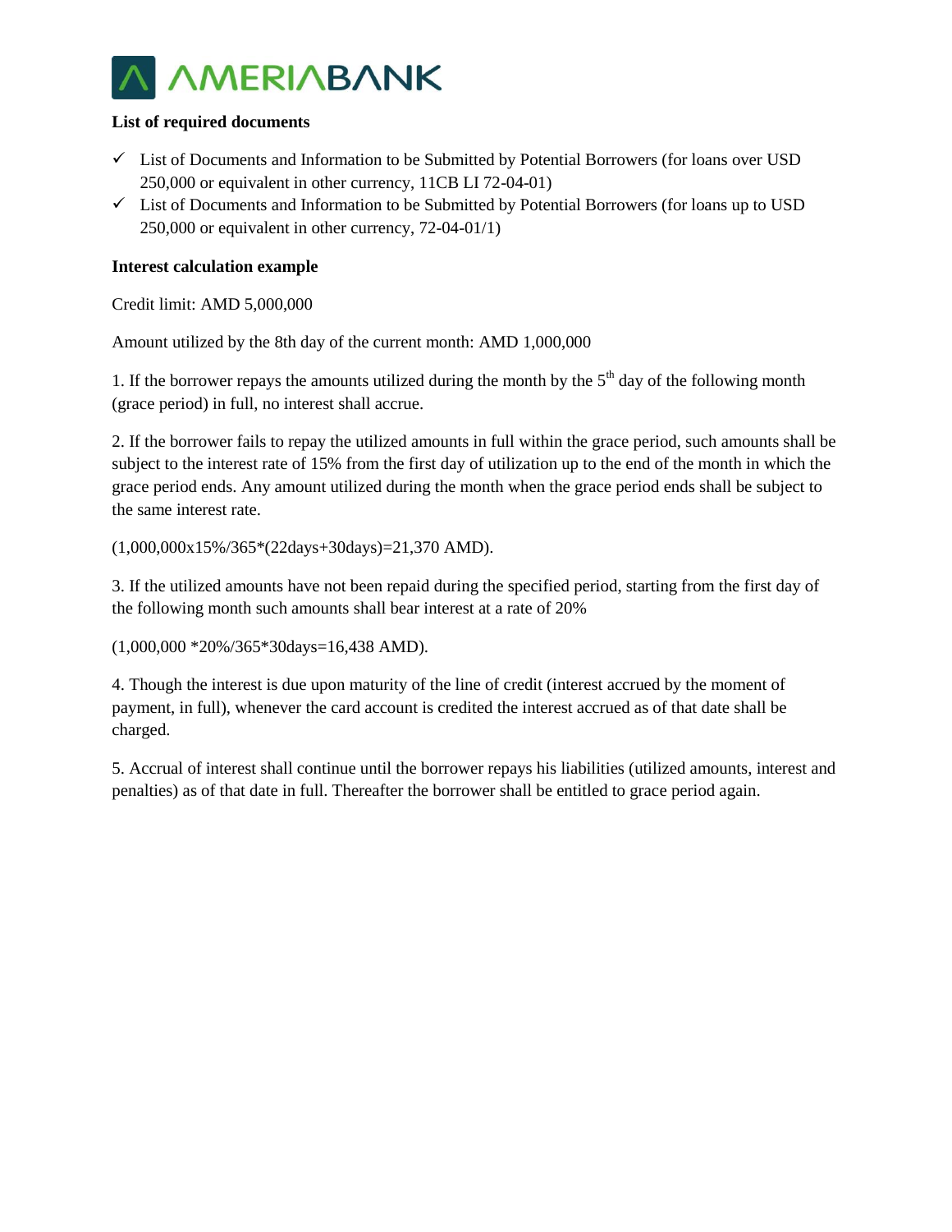**List of required documents**

- ✓ List of Documents and Information to be Submitted by Potential Borrowers (for loans over USD 250,000 or equivalent in other currency, 11CB LI 72-04-01)
- ✓ List of Documents and Information to be Submitted by Potential Borrowers (for loans up to USD 250,000 or equivalent in other currency, 72-04-01/1)

**Interest calculation example**

Credit limit: AMD 5,000,000

Amount utilized by the 8th day of the current month: AMD 1,000,000

1. If the borrower repays the amounts utilized during the month by the 5th day of the following month (grace period) in full, no interest shall accrue.

2. If the borrower fails to repay the utilized amounts in full within the grace period, such amounts shall be subject to the interest rate of 15% from the first day of utilization up to the end of the month in which the grace period ends. Any amount utilized during the month when the grace period ends shall be subject to the same interest rate.

(1,000,000x15%/365*(22days+30days)=21,370 AMD).

3. If the utilized amounts have not been repaid during the specified period, starting from the first day of the following month such amounts shall bear interest at a rate of 20%

(1,000,000 *20%/365*30days=16,438 AMD).

4. Though the interest is due upon maturity of the line of credit (interest accrued by the moment of payment, in full), whenever the card account is credited the interest accrued as of that date shall be charged.

5. Accrual of interest shall continue until the borrower repays his liabilities (utilized amounts, interest and penalties) as of that date in full. Thereafter the borrower shall be entitled to grace period again.